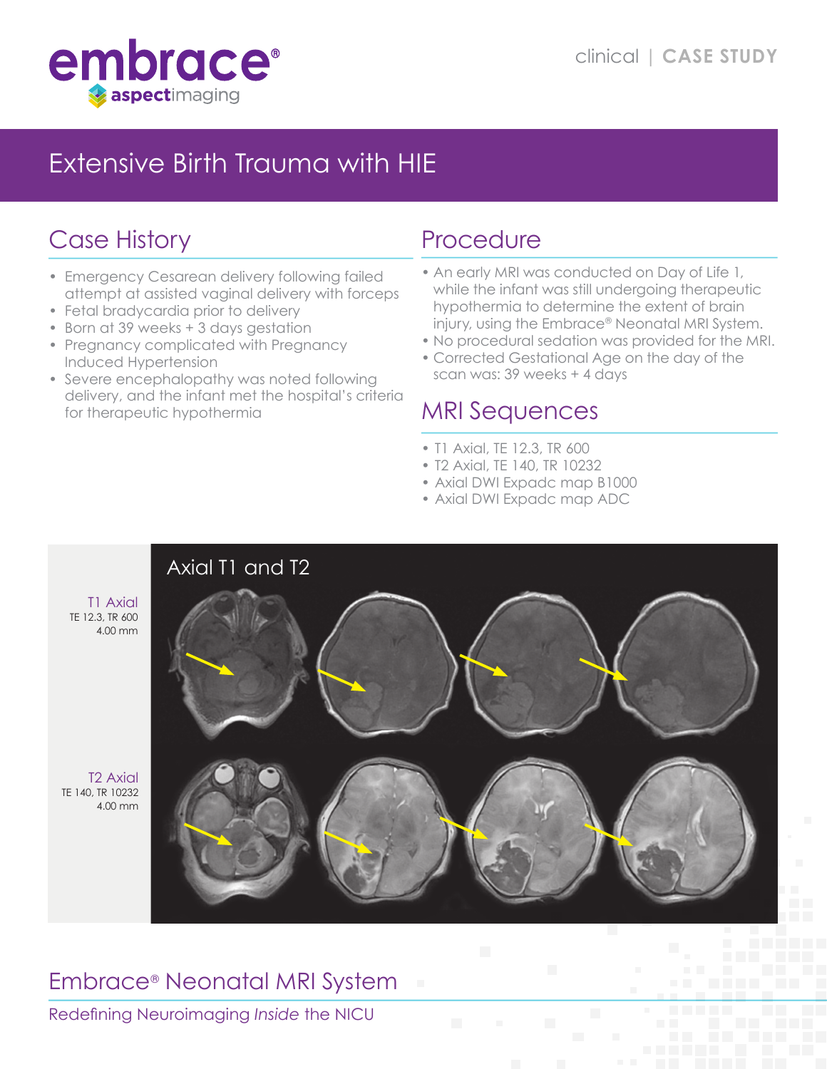embrace®
aspectimaging

clinical | **CASE STUDY**

# Extensive Birth Trauma with HIE

## Case History

- Emergency Cesarean delivery following failed attempt at assisted vaginal delivery with forceps
- Fetal bradycardia prior to delivery
- Born at 39 weeks + 3 days gestation
- Pregnancy complicated with Pregnancy Induced Hypertension
- Severe encephalopathy was noted following delivery, and the infant met the hospital's criteria for therapeutic hypothermia

## Procedure

- An early MRI was conducted on Day of Life 1, while the infant was still undergoing therapeutic hypothermia to determine the extent of brain injury, using the Embrace® Neonatal MRI System.
- No procedural sedation was provided for the MRI.
- Corrected Gestational Age on the day of the scan was: 39 weeks + 4 days

## MRI Sequences

- T1 Axial, TE 12.3, TR 600
- T2 Axial, TE 140, TR 10232
- Axial DWI Expadc map B1000
- Axial DWI Expadc map ADC

### Axial T1 and T2

T1 Axial
TE 12.3, TR 600
4.00 mm

T2 Axial
TE 140, TR 10232
4.00 mm

## Embrace® Neonatal MRI System

Redefining Neuroimaging *Inside* the NICU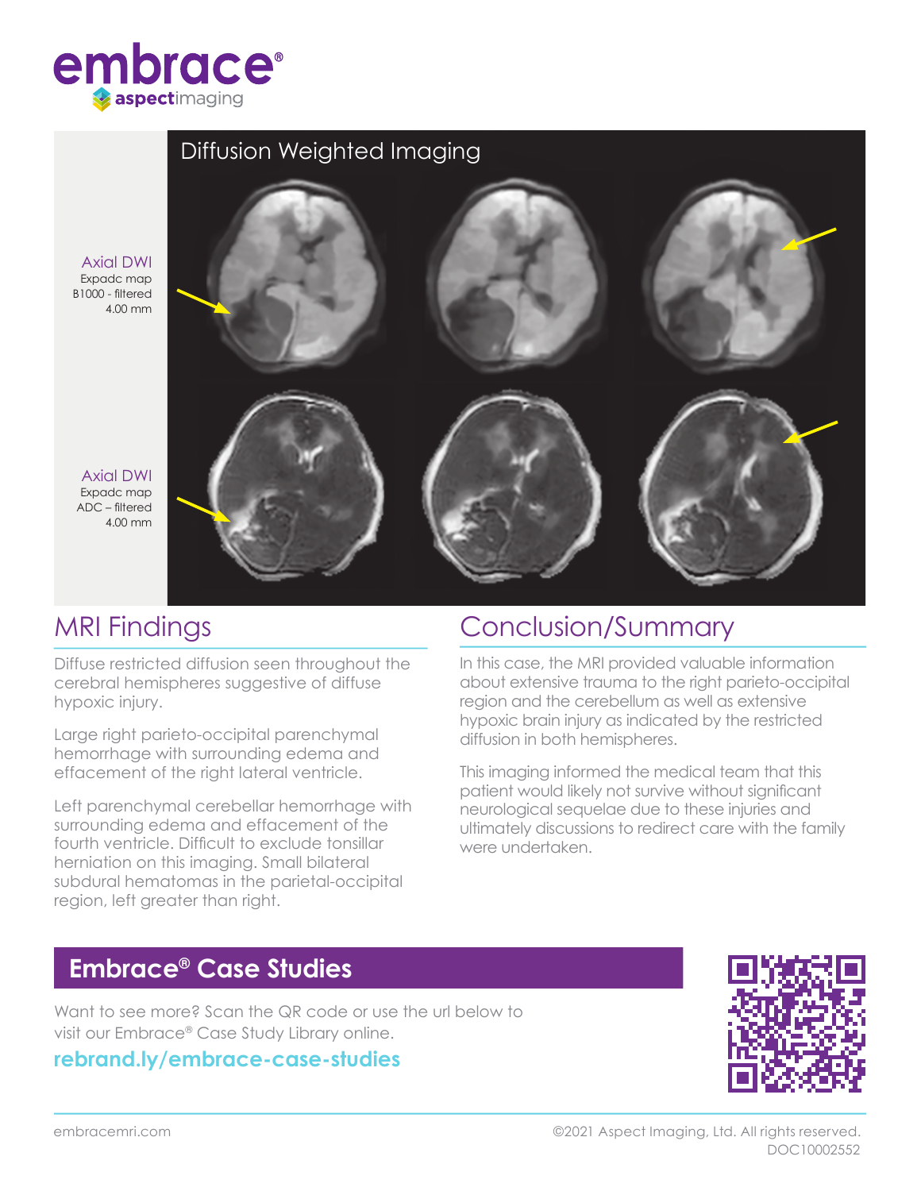embrace®
aspectimaging

## Diffusion Weighted Imaging

Axial DWI
Expadc map
B1000 - filtered
4.00 mm

Axial DWI
Expadc map
ADC – filtered
4.00 mm

## MRI Findings

Diffuse restricted diffusion seen throughout the cerebral hemispheres suggestive of diffuse hypoxic injury.

Large right parieto-occipital parenchymal hemorrhage with surrounding edema and effacement of the right lateral ventricle.

Left parenchymal cerebellar hemorrhage with surrounding edema and effacement of the fourth ventricle. Difficult to exclude tonsillar herniation on this imaging. Small bilateral subdural hematomas in the parietal-occipital region, left greater than right.

## Conclusion/Summary

In this case, the MRI provided valuable information about extensive trauma to the right parieto-occipital region and the cerebellum as well as extensive hypoxic brain injury as indicated by the restricted diffusion in both hemispheres.

This imaging informed the medical team that this patient would likely not survive without significant neurological sequelae due to these injuries and ultimately discussions to redirect care with the family were undertaken.

## Embrace® Case Studies

Want to see more? Scan the QR code or use the url below to visit our Embrace® Case Study Library online.

**rebrand.ly/embrace-case-studies**

embracemri.com

©2021 Aspect Imaging, Ltd. All rights reserved.
DOC10002552